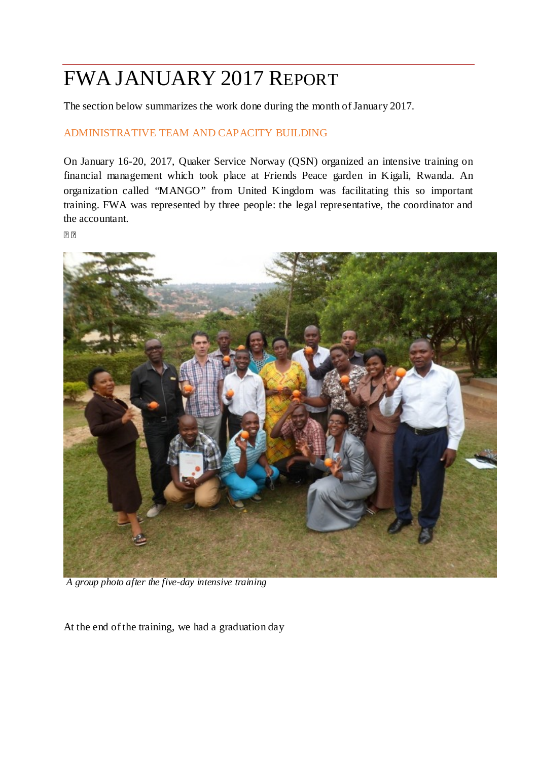# FWA JANUARY 2017 REPORT

The section below summarizes the work done during the month of January 2017.

## ADMINISTRATIVE TEAM AND CAPACITY BUILDING

On January 16-20, 2017, Quaker Service Norway (QSN) organized an intensive training on financial management which took place at Friends Peace garden in Kigali, Rwanda. An organization called "MANGO" from United Kingdom was facilitating this so important training. FWA was represented by three people: the legal representative, the coordinator and the accountant.

*A group photo after the five-day intensive training*

At the end of the training, we had a graduation day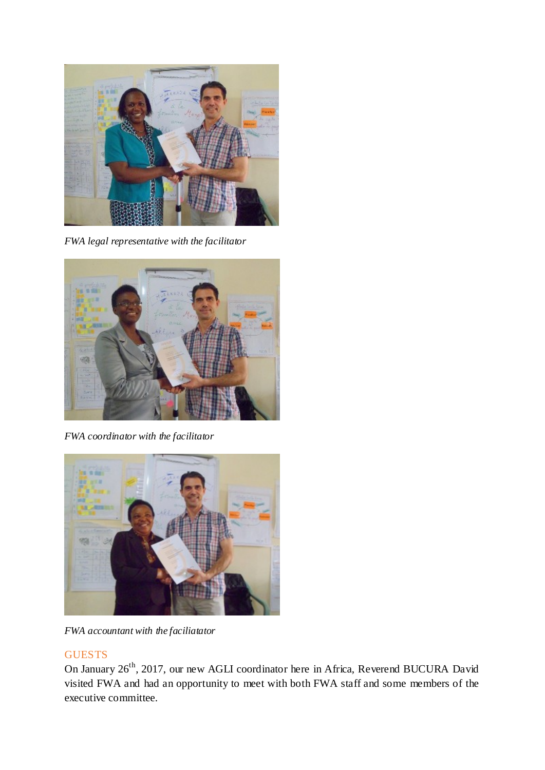*FWA legal representative with the facilitator*

*FWA coordinator with the facilitator*

*FWA accountant with the faciliatator*

## GUESTS

On January 26th, 2017, our new AGLI coordinator here in Africa, Reverend BUCURA David visited FWA and had an opportunity to meet with both FWA staff and some members of the executive committee.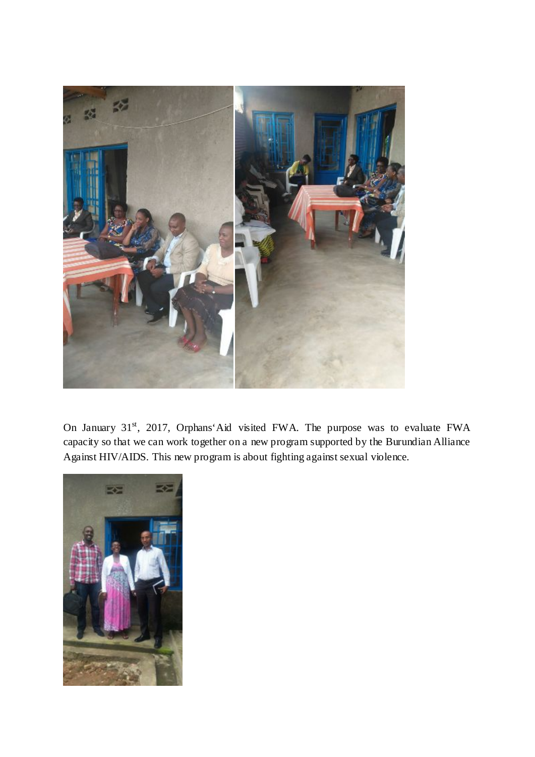On January 31st, 2017, Orphans'Aid visited FWA. The purpose was to evaluate FWA capacity so that we can work together on a new program supported by the Burundian Alliance Against HIV/AIDS. This new program is about fighting against sexual violence.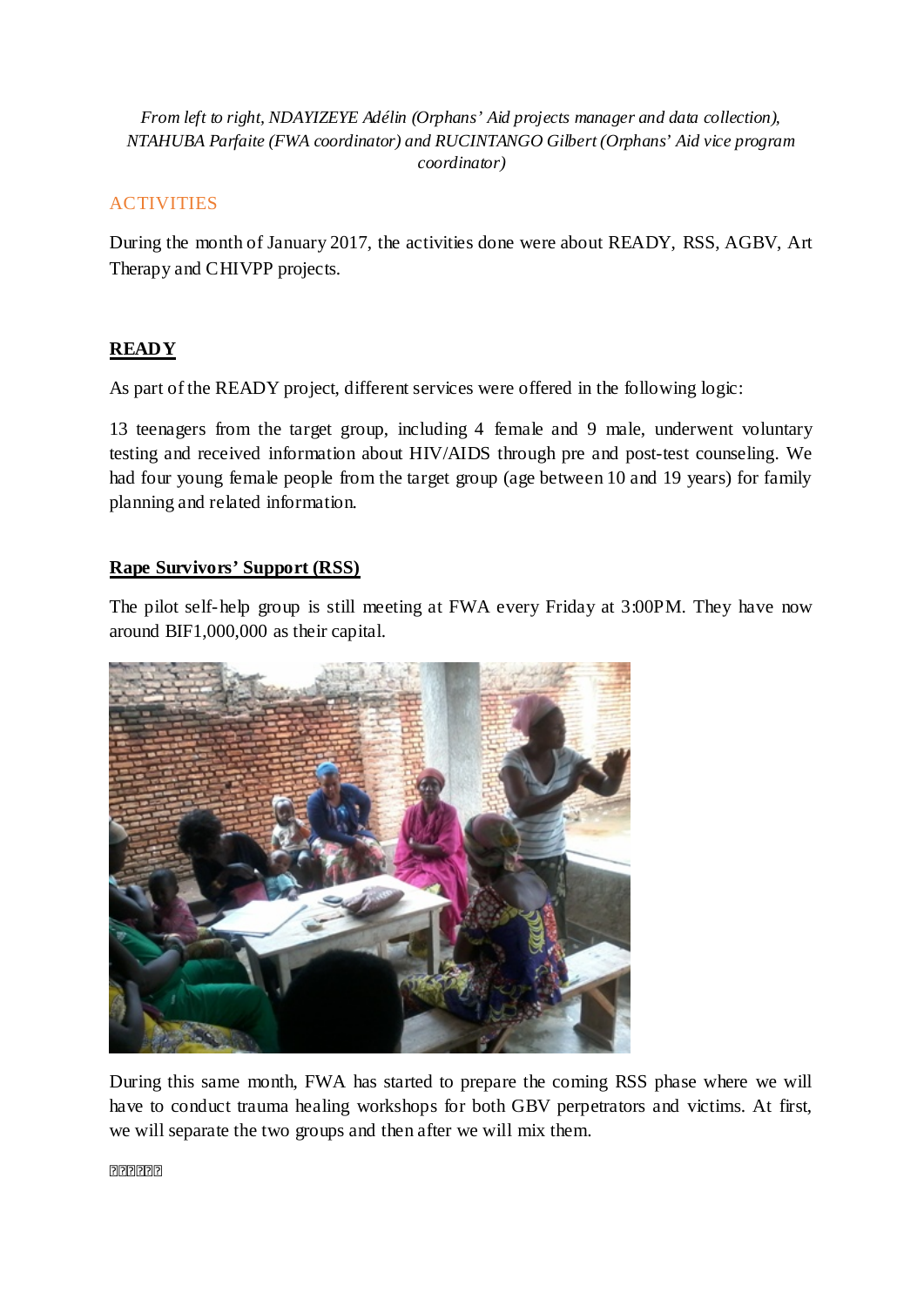*From left to right, NDAYIZEYE Adélin (Orphans' Aid projects manager and data collection), NTAHUBA Parfaite (FWA coordinator) and RUCINTANGO Gilbert (Orphans' Aid vice program coordinator)*

## ACTIVITIES

During the month of January 2017, the activities done were about READY, RSS, AGBV, Art Therapy and CHIVPP projects.

### READY

As part of the READY project, different services were offered in the following logic:

13 teenagers from the target group, including 4 female and 9 male, underwent voluntary testing and received information about HIV/AIDS through pre and post-test counseling. We had four young female people from the target group (age between 10 and 19 years) for family planning and related information.

### Rape Survivors' Support (RSS)

The pilot self-help group is still meeting at FWA every Friday at 3:00PM. They have now around BIF1,000,000 as their capital.

During this same month, FWA has started to prepare the coming RSS phase where we will have to conduct trauma healing workshops for both GBV perpetrators and victims. At first, we will separate the two groups and then after we will mix them.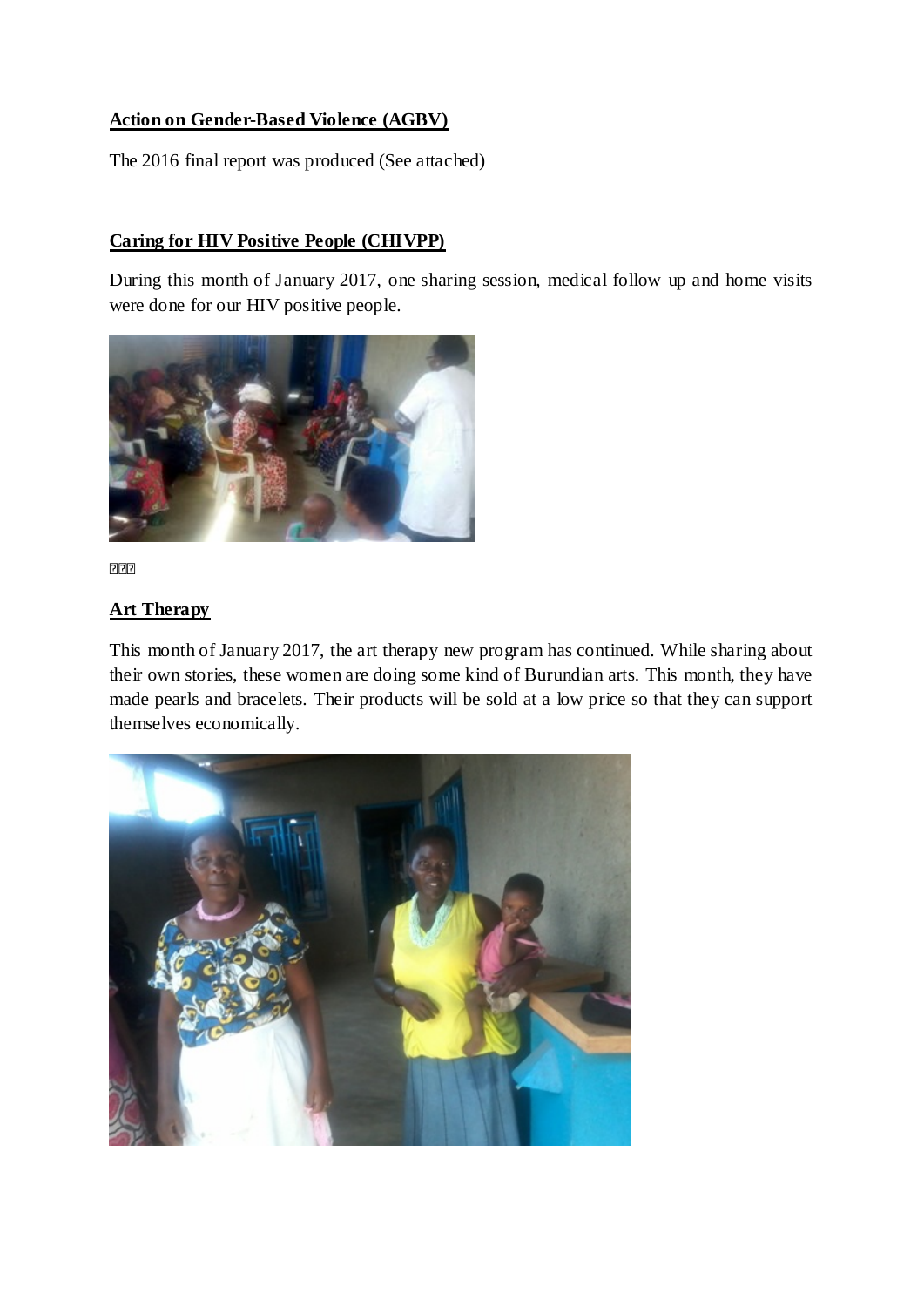**Action on Gender-Based Violence (AGBV)**

The 2016 final report was produced (See attached)

**Caring for HIV Positive People (CHIVPP)**

During this month of January 2017, one sharing session, medical follow up and home visits were done for our HIV positive people.

**Art Therapy**

This month of January 2017, the art therapy new program has continued. While sharing about their own stories, these women are doing some kind of Burundian arts. This month, they have made pearls and bracelets. Their products will be sold at a low price so that they can support themselves economically.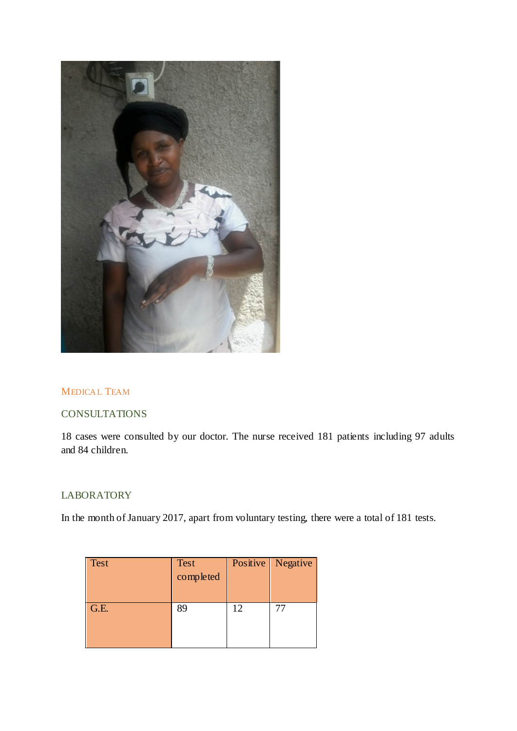## Medical Team

### CONSULTATIONS

18 cases were consulted by our doctor. The nurse received 181 patients including 97 adults and 84 children.

### LABORATORY

In the month of January 2017, apart from voluntary testing, there were a total of 181 tests.

| Test | Test completed | Positive | Negative |
|---|---|---|---|
| G.E. | 89 | 12 | 77 |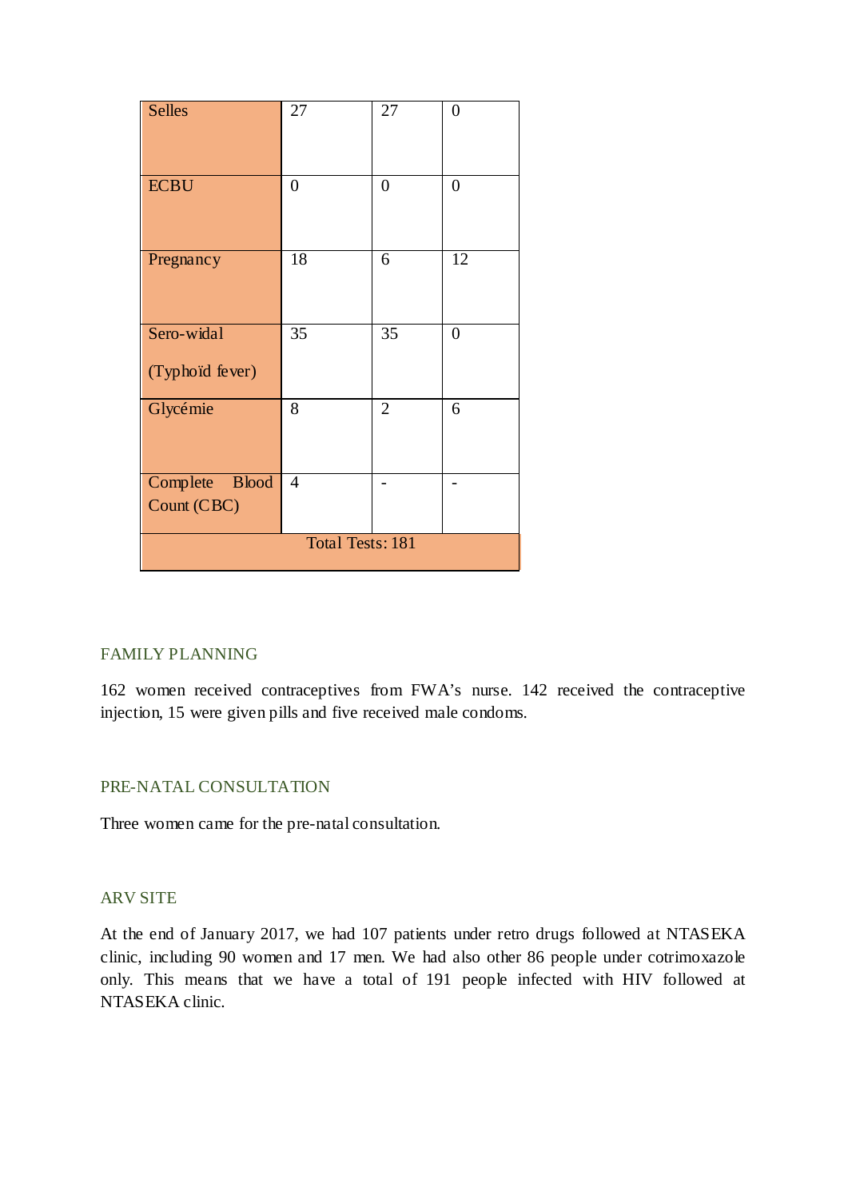| Selles | 27 | 27 | 0 |
|---|---|---|---|
| ECBU | 0 | 0 | 0 |
| Pregnancy | 18 | 6 | 12 |
| Sero-widal (Typhoïd fever) | 35 | 35 | 0 |
| Glycémie | 8 | 2 | 6 |
| Complete Blood Count (CBC) | 4 | - | - |
| Total Tests: 181 | | | |

## FAMILY PLANNING

162 women received contraceptives from FWA's nurse. 142 received the contraceptive injection, 15 were given pills and five received male condoms.

## PRE-NATAL CONSULTATION

Three women came for the pre-natal consultation.

## ARV SITE

At the end of January 2017, we had 107 patients under retro drugs followed at NTASEKA clinic, including 90 women and 17 men. We had also other 86 people under cotrimoxazole only. This means that we have a total of 191 people infected with HIV followed at NTASEKA clinic.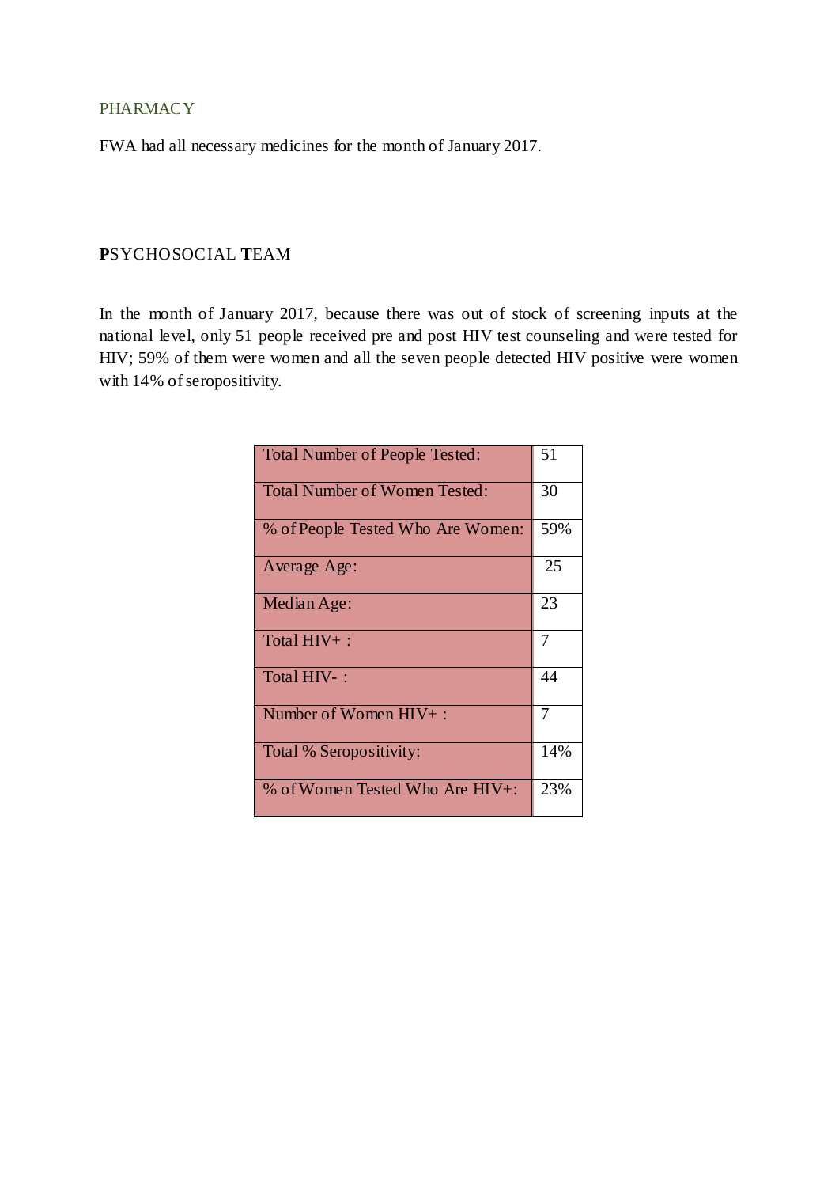## PHARMACY

FWA had all necessary medicines for the month of January 2017.

## **P**SYCHOSOCIAL **T**EAM

In the month of January 2017, because there was out of stock of screening inputs at the national level, only 51 people received pre and post HIV test counseling and were tested for HIV; 59% of them were women and all the seven people detected HIV positive were women with 14% of seropositivity.

| | |
|---|---|
| Total Number of People Tested: | 51 |
| Total Number of Women Tested: | 30 |
| % of People Tested Who Are Women: | 59% |
| Average Age: | 25 |
| Median Age: | 23 |
| Total HIV+ : | 7 |
| Total HIV- : | 44 |
| Number of Women HIV+ : | 7 |
| Total % Seropositivity: | 14% |
| % of Women Tested Who Are HIV+: | 23% |